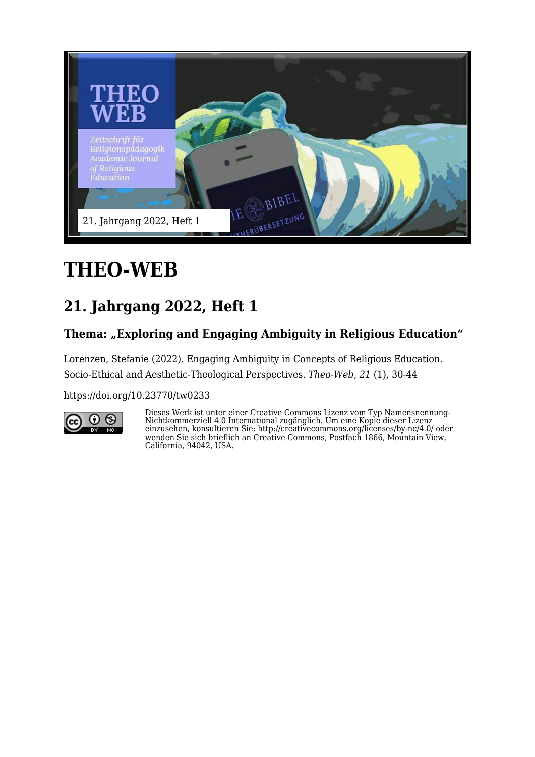# THEO-WEB

## 21. Jahrgang 2022, Heft 1

### Thema: „Exploring and Engaging Ambiguity in Religious Education"

Lorenzen, Stefanie (2022). Engaging Ambiguity in Concepts of Religious Education. Socio-Ethical and Aesthetic-Theological Perspectives. *Theo-Web, 21* (1), 30-44

https://doi.org/10.23770/tw0233

Dieses Werk ist unter einer Creative Commons Lizenz vom Typ Namensnennung-Nichtkommerziell 4.0 International zugänglich. Um eine Kopie dieser Lizenz einzusehen, konsultieren Sie: http://creativecommons.org/licenses/by-nc/4.0/ oder wenden Sie sich brieflich an Creative Commons, Postfach 1866, Mountain View, California, 94042, USA.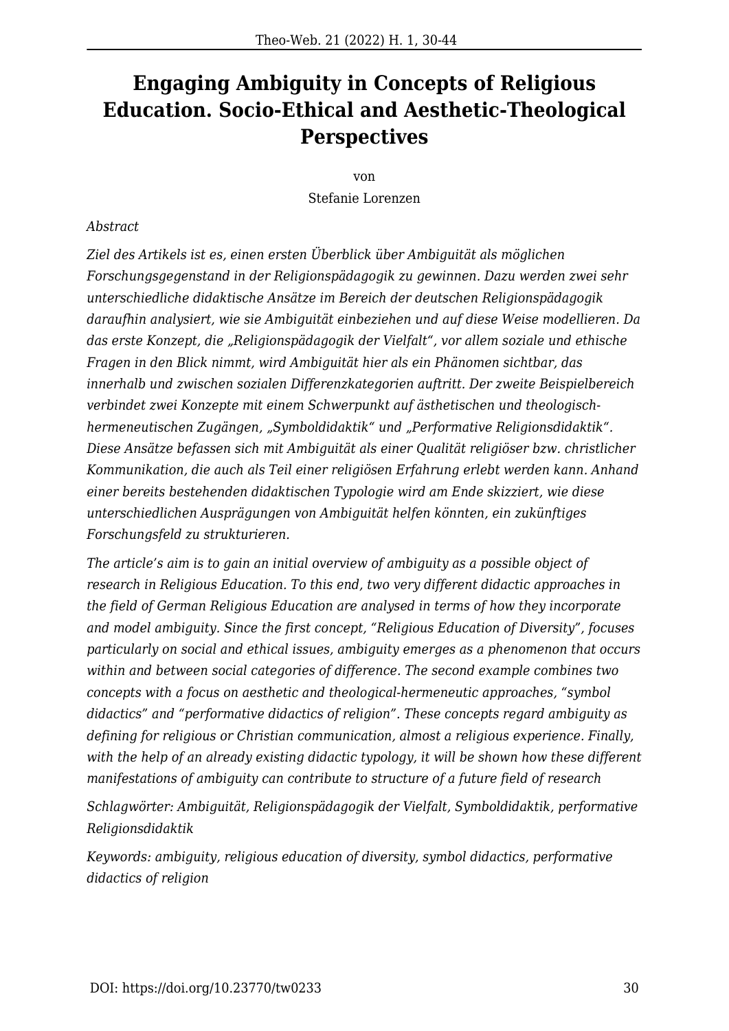# Engaging Ambiguity in Concepts of Religious Education. Socio-Ethical and Aesthetic-Theological Perspectives

von

Stefanie Lorenzen

*Abstract*

*Ziel des Artikels ist es, einen ersten Überblick über Ambiguität als möglichen Forschungsgegenstand in der Religionspädagogik zu gewinnen. Dazu werden zwei sehr unterschiedliche didaktische Ansätze im Bereich der deutschen Religionspädagogik daraufhin analysiert, wie sie Ambiguität einbeziehen und auf diese Weise modellieren. Da das erste Konzept, die „Religionspädagogik der Vielfalt", vor allem soziale und ethische Fragen in den Blick nimmt, wird Ambiguität hier als ein Phänomen sichtbar, das innerhalb und zwischen sozialen Differenzkategorien auftritt. Der zweite Beispielbereich verbindet zwei Konzepte mit einem Schwerpunkt auf ästhetischen und theologisch-hermeneutischen Zugängen, „Symboldidaktik" und „Performative Religionsdidaktik". Diese Ansätze befassen sich mit Ambiguität als einer Qualität religiöser bzw. christlicher Kommunikation, die auch als Teil einer religiösen Erfahrung erlebt werden kann. Anhand einer bereits bestehenden didaktischen Typologie wird am Ende skizziert, wie diese unterschiedlichen Ausprägungen von Ambiguität helfen könnten, ein zukünftiges Forschungsfeld zu strukturieren.*

*The article's aim is to gain an initial overview of ambiguity as a possible object of research in Religious Education. To this end, two very different didactic approaches in the field of German Religious Education are analysed in terms of how they incorporate and model ambiguity. Since the first concept, "Religious Education of Diversity", focuses particularly on social and ethical issues, ambiguity emerges as a phenomenon that occurs within and between social categories of difference. The second example combines two concepts with a focus on aesthetic and theological-hermeneutic approaches, "symbol didactics" and "performative didactics of religion". These concepts regard ambiguity as defining for religious or Christian communication, almost a religious experience. Finally, with the help of an already existing didactic typology, it will be shown how these different manifestations of ambiguity can contribute to structure of a future field of research*

*Schlagwörter: Ambiguität, Religionspädagogik der Vielfalt, Symboldidaktik, performative Religionsdidaktik*

*Keywords: ambiguity, religious education of diversity, symbol didactics, performative didactics of religion*

DOI: https://doi.org/10.23770/tw0233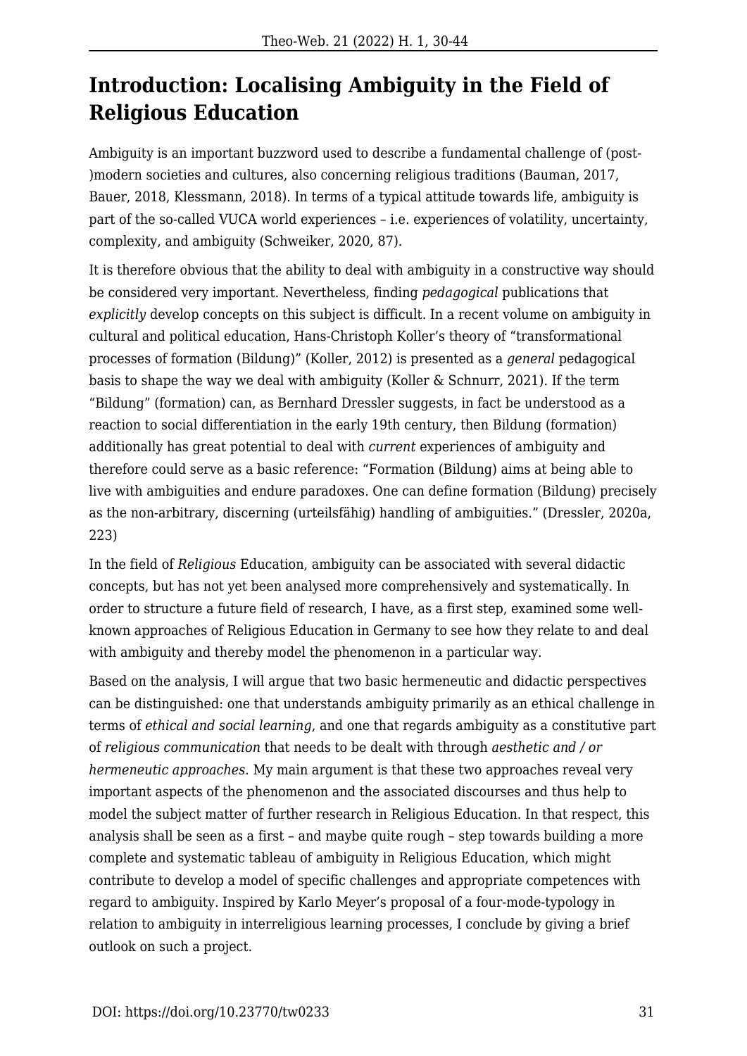# Introduction: Localising Ambiguity in the Field of Religious Education

Ambiguity is an important buzzword used to describe a fundamental challenge of (post-)modern societies and cultures, also concerning religious traditions (Bauman, 2017, Bauer, 2018, Klessmann, 2018). In terms of a typical attitude towards life, ambiguity is part of the so-called VUCA world experiences – i.e. experiences of volatility, uncertainty, complexity, and ambiguity (Schweiker, 2020, 87).

It is therefore obvious that the ability to deal with ambiguity in a constructive way should be considered very important. Nevertheless, finding *pedagogical* publications that *explicitly* develop concepts on this subject is difficult. In a recent volume on ambiguity in cultural and political education, Hans-Christoph Koller's theory of "transformational processes of formation (Bildung)" (Koller, 2012) is presented as a *general* pedagogical basis to shape the way we deal with ambiguity (Koller & Schnurr, 2021). If the term "Bildung" (formation) can, as Bernhard Dressler suggests, in fact be understood as a reaction to social differentiation in the early 19th century, then Bildung (formation) additionally has great potential to deal with *current* experiences of ambiguity and therefore could serve as a basic reference: "Formation (Bildung) aims at being able to live with ambiguities and endure paradoxes. One can define formation (Bildung) precisely as the non-arbitrary, discerning (urteilsfähig) handling of ambiguities." (Dressler, 2020a, 223)

In the field of *Religious* Education, ambiguity can be associated with several didactic concepts, but has not yet been analysed more comprehensively and systematically. In order to structure a future field of research, I have, as a first step, examined some well-known approaches of Religious Education in Germany to see how they relate to and deal with ambiguity and thereby model the phenomenon in a particular way.

Based on the analysis, I will argue that two basic hermeneutic and didactic perspectives can be distinguished: one that understands ambiguity primarily as an ethical challenge in terms of *ethical and social learning*, and one that regards ambiguity as a constitutive part of *religious communication* that needs to be dealt with through *aesthetic and / or hermeneutic approaches*. My main argument is that these two approaches reveal very important aspects of the phenomenon and the associated discourses and thus help to model the subject matter of further research in Religious Education. In that respect, this analysis shall be seen as a first – and maybe quite rough – step towards building a more complete and systematic tableau of ambiguity in Religious Education, which might contribute to develop a model of specific challenges and appropriate competences with regard to ambiguity. Inspired by Karlo Meyer's proposal of a four-mode-typology in relation to ambiguity in interreligious learning processes, I conclude by giving a brief outlook on such a project.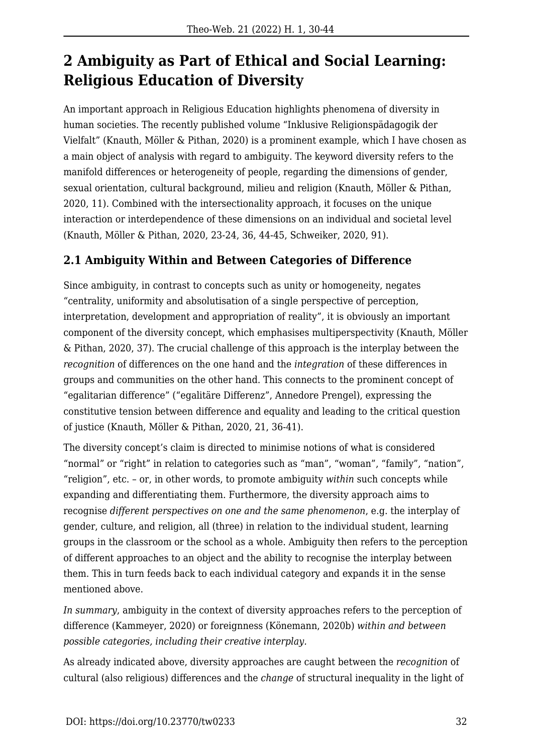## 2 Ambiguity as Part of Ethical and Social Learning: Religious Education of Diversity

An important approach in Religious Education highlights phenomena of diversity in human societies. The recently published volume "Inklusive Religionspädagogik der Vielfalt" (Knauth, Möller & Pithan, 2020) is a prominent example, which I have chosen as a main object of analysis with regard to ambiguity. The keyword diversity refers to the manifold differences or heterogeneity of people, regarding the dimensions of gender, sexual orientation, cultural background, milieu and religion (Knauth, Möller & Pithan, 2020, 11). Combined with the intersectionality approach, it focuses on the unique interaction or interdependence of these dimensions on an individual and societal level (Knauth, Möller & Pithan, 2020, 23-24, 36, 44-45, Schweiker, 2020, 91).

### 2.1 Ambiguity Within and Between Categories of Difference

Since ambiguity, in contrast to concepts such as unity or homogeneity, negates "centrality, uniformity and absolutisation of a single perspective of perception, interpretation, development and appropriation of reality", it is obviously an important component of the diversity concept, which emphasises multiperspectivity (Knauth, Möller & Pithan, 2020, 37). The crucial challenge of this approach is the interplay between the *recognition* of differences on the one hand and the *integration* of these differences in groups and communities on the other hand. This connects to the prominent concept of "egalitarian difference" ("egalitäre Differenz", Annedore Prengel), expressing the constitutive tension between difference and equality and leading to the critical question of justice (Knauth, Möller & Pithan, 2020, 21, 36-41).

The diversity concept's claim is directed to minimise notions of what is considered "normal" or "right" in relation to categories such as "man", "woman", "family", "nation", "religion", etc. – or, in other words, to promote ambiguity *within* such concepts while expanding and differentiating them. Furthermore, the diversity approach aims to recognise *different perspectives on one and the same phenomenon*, e.g. the interplay of gender, culture, and religion, all (three) in relation to the individual student, learning groups in the classroom or the school as a whole. Ambiguity then refers to the perception of different approaches to an object and the ability to recognise the interplay between them. This in turn feeds back to each individual category and expands it in the sense mentioned above.

*In summary*, ambiguity in the context of diversity approaches refers to the perception of difference (Kammeyer, 2020) or foreignness (Könemann, 2020b) *within and between possible categories, including their creative interplay.*

As already indicated above, diversity approaches are caught between the *recognition* of cultural (also religious) differences and the *change* of structural inequality in the light of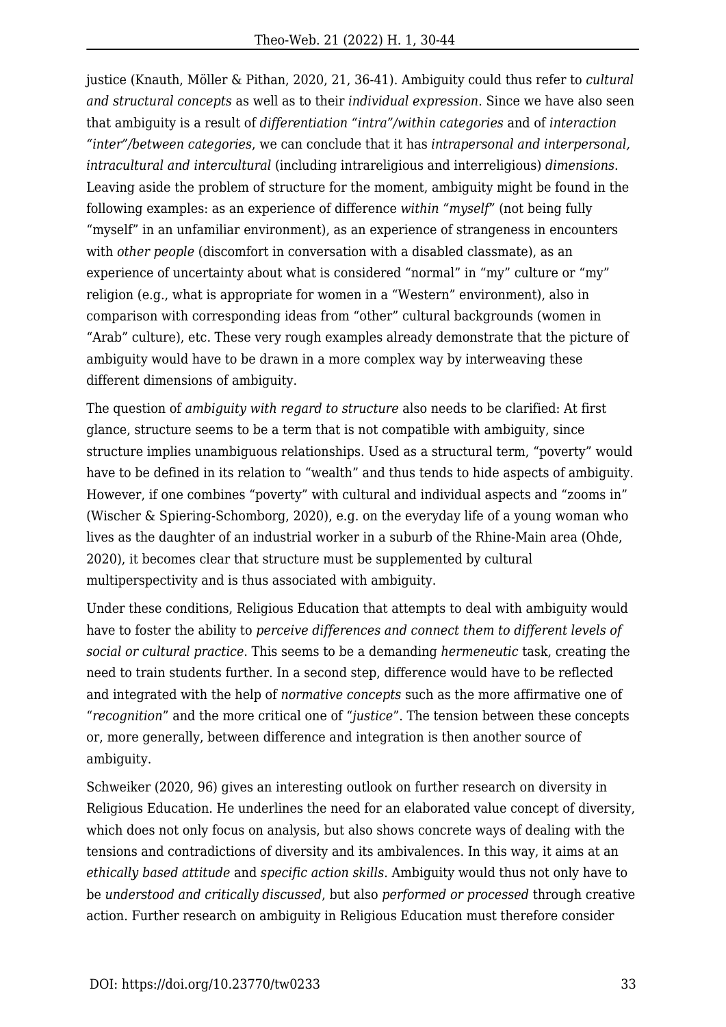justice (Knauth, Möller & Pithan, 2020, 21, 36-41). Ambiguity could thus refer to *cultural and structural concepts* as well as to their *individual expression*. Since we have also seen that ambiguity is a result of *differentiation "intra"/within categories* and of *interaction "inter"/between categories*, we can conclude that it has *intrapersonal and interpersonal, intracultural and intercultural* (including intrareligious and interreligious) *dimensions*. Leaving aside the problem of structure for the moment, ambiguity might be found in the following examples: as an experience of difference *within "myself"* (not being fully "myself" in an unfamiliar environment), as an experience of strangeness in encounters with *other people* (discomfort in conversation with a disabled classmate), as an experience of uncertainty about what is considered "normal" in "my" culture or "my" religion (e.g., what is appropriate for women in a "Western" environment), also in comparison with corresponding ideas from "other" cultural backgrounds (women in "Arab" culture), etc. These very rough examples already demonstrate that the picture of ambiguity would have to be drawn in a more complex way by interweaving these different dimensions of ambiguity.

The question of *ambiguity with regard to structure* also needs to be clarified: At first glance, structure seems to be a term that is not compatible with ambiguity, since structure implies unambiguous relationships. Used as a structural term, "poverty" would have to be defined in its relation to "wealth" and thus tends to hide aspects of ambiguity. However, if one combines "poverty" with cultural and individual aspects and "zooms in" (Wischer & Spiering-Schomborg, 2020), e.g. on the everyday life of a young woman who lives as the daughter of an industrial worker in a suburb of the Rhine-Main area (Ohde, 2020), it becomes clear that structure must be supplemented by cultural multiperspectivity and is thus associated with ambiguity.

Under these conditions, Religious Education that attempts to deal with ambiguity would have to foster the ability to *perceive differences and connect them to different levels of social or cultural practice*. This seems to be a demanding *hermeneutic* task, creating the need to train students further. In a second step, difference would have to be reflected and integrated with the help of *normative concepts* such as the more affirmative one of "*recognition*" and the more critical one of "*justice*". The tension between these concepts or, more generally, between difference and integration is then another source of ambiguity.

Schweiker (2020, 96) gives an interesting outlook on further research on diversity in Religious Education. He underlines the need for an elaborated value concept of diversity, which does not only focus on analysis, but also shows concrete ways of dealing with the tensions and contradictions of diversity and its ambivalences. In this way, it aims at an *ethically based attitude* and *specific action skills*. Ambiguity would thus not only have to be *understood and critically discussed*, but also *performed or processed* through creative action. Further research on ambiguity in Religious Education must therefore consider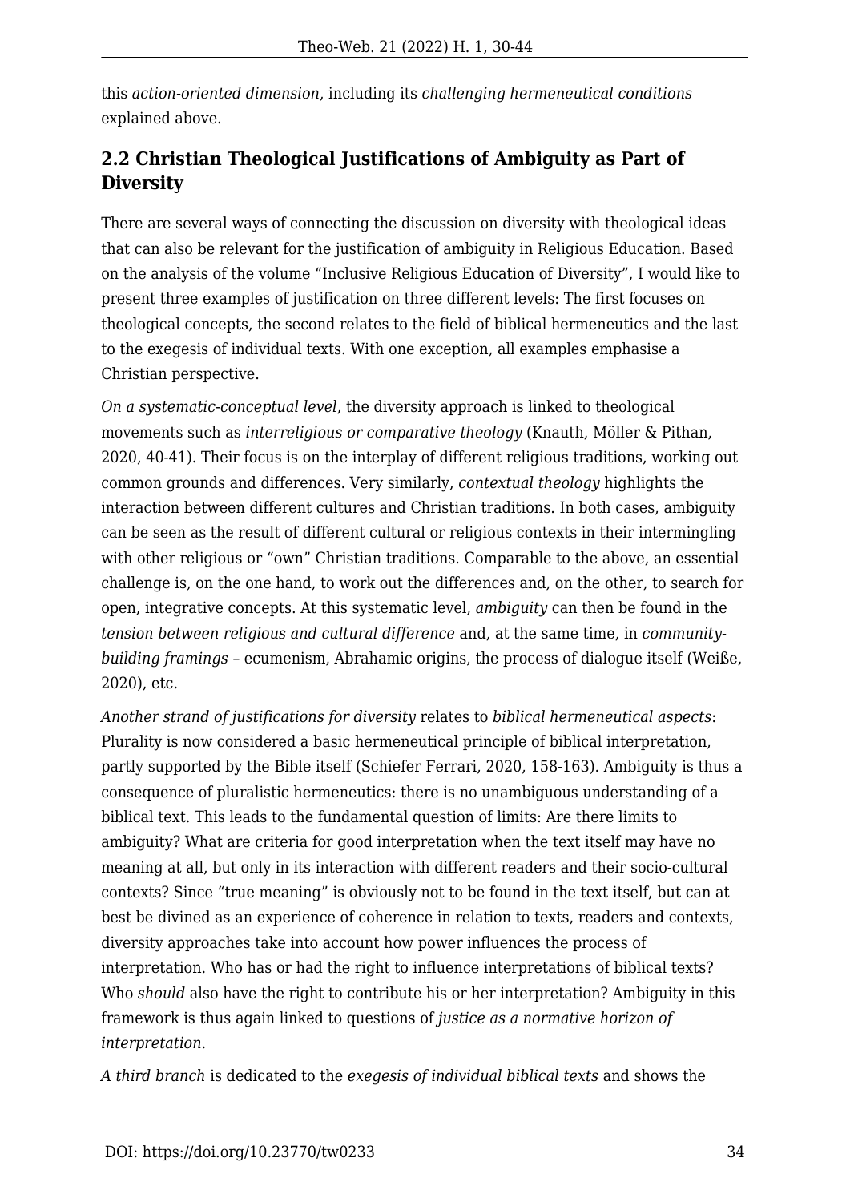this *action-oriented dimension*, including its *challenging hermeneutical conditions* explained above.

## 2.2 Christian Theological Justifications of Ambiguity as Part of Diversity

There are several ways of connecting the discussion on diversity with theological ideas that can also be relevant for the justification of ambiguity in Religious Education. Based on the analysis of the volume "Inclusive Religious Education of Diversity", I would like to present three examples of justification on three different levels: The first focuses on theological concepts, the second relates to the field of biblical hermeneutics and the last to the exegesis of individual texts. With one exception, all examples emphasise a Christian perspective.

*On a systematic-conceptual level*, the diversity approach is linked to theological movements such as *interreligious or comparative theology* (Knauth, Möller & Pithan, 2020, 40-41). Their focus is on the interplay of different religious traditions, working out common grounds and differences. Very similarly, *contextual theology* highlights the interaction between different cultures and Christian traditions. In both cases, ambiguity can be seen as the result of different cultural or religious contexts in their intermingling with other religious or "own" Christian traditions. Comparable to the above, an essential challenge is, on the one hand, to work out the differences and, on the other, to search for open, integrative concepts. At this systematic level, *ambiguity* can then be found in the *tension between religious and cultural difference* and, at the same time, in *community-building framings* – ecumenism, Abrahamic origins, the process of dialogue itself (Weiße, 2020), etc.

*Another strand of justifications for diversity* relates to *biblical hermeneutical aspects*: Plurality is now considered a basic hermeneutical principle of biblical interpretation, partly supported by the Bible itself (Schiefer Ferrari, 2020, 158-163). Ambiguity is thus a consequence of pluralistic hermeneutics: there is no unambiguous understanding of a biblical text. This leads to the fundamental question of limits: Are there limits to ambiguity? What are criteria for good interpretation when the text itself may have no meaning at all, but only in its interaction with different readers and their socio-cultural contexts? Since "true meaning" is obviously not to be found in the text itself, but can at best be divined as an experience of coherence in relation to texts, readers and contexts, diversity approaches take into account how power influences the process of interpretation. Who has or had the right to influence interpretations of biblical texts? Who *should* also have the right to contribute his or her interpretation? Ambiguity in this framework is thus again linked to questions of *justice as a normative horizon of interpretation*.

*A third branch* is dedicated to the *exegesis of individual biblical texts* and shows the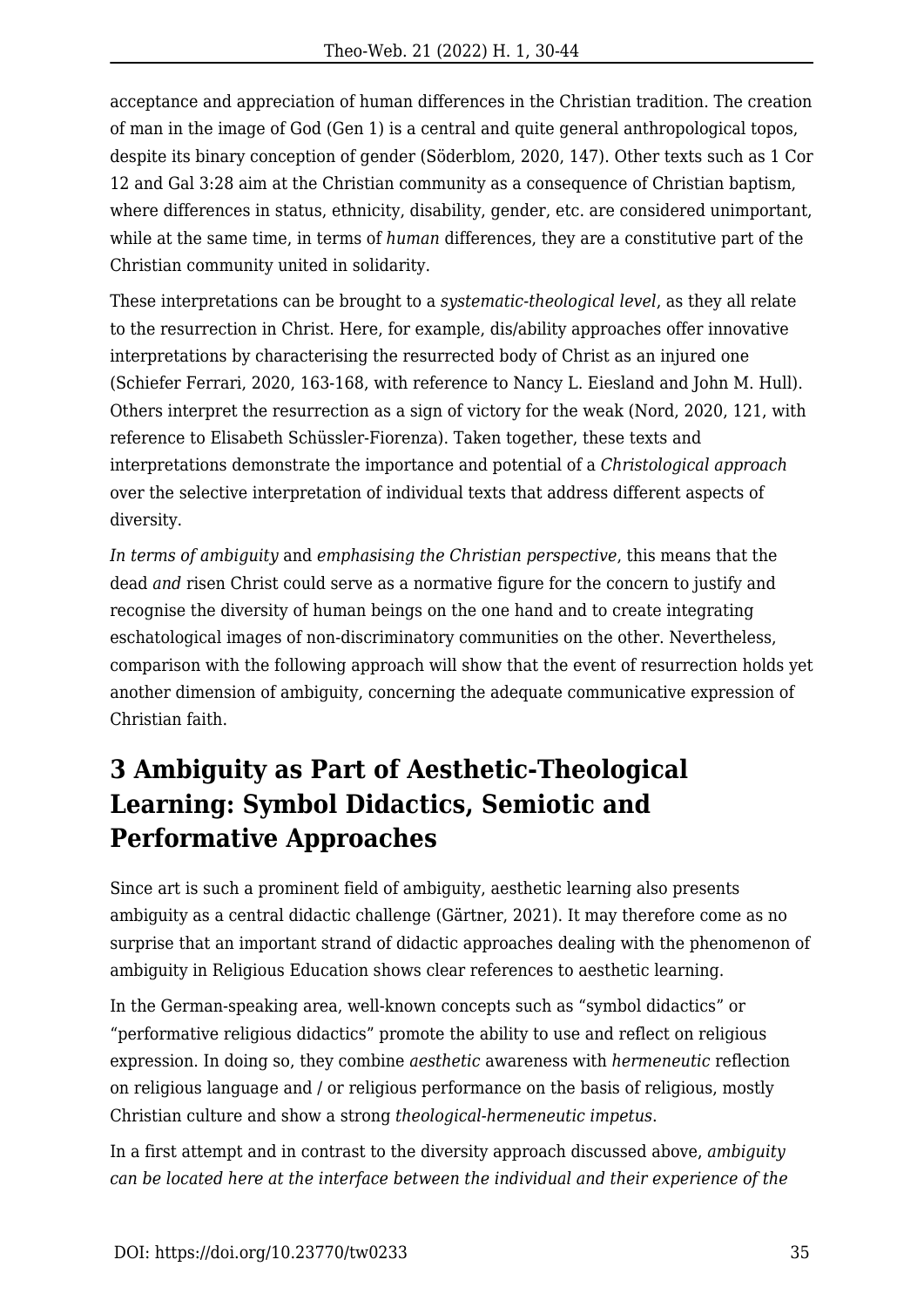acceptance and appreciation of human differences in the Christian tradition. The creation of man in the image of God (Gen 1) is a central and quite general anthropological topos, despite its binary conception of gender (Söderblom, 2020, 147). Other texts such as 1 Cor 12 and Gal 3:28 aim at the Christian community as a consequence of Christian baptism, where differences in status, ethnicity, disability, gender, etc. are considered unimportant, while at the same time, in terms of *human* differences, they are a constitutive part of the Christian community united in solidarity.

These interpretations can be brought to a *systematic-theological level*, as they all relate to the resurrection in Christ. Here, for example, dis/ability approaches offer innovative interpretations by characterising the resurrected body of Christ as an injured one (Schiefer Ferrari, 2020, 163-168, with reference to Nancy L. Eiesland and John M. Hull). Others interpret the resurrection as a sign of victory for the weak (Nord, 2020, 121, with reference to Elisabeth Schüssler-Fiorenza). Taken together, these texts and interpretations demonstrate the importance and potential of a *Christological approach* over the selective interpretation of individual texts that address different aspects of diversity.

*In terms of ambiguity* and *emphasising the Christian perspective*, this means that the dead *and* risen Christ could serve as a normative figure for the concern to justify and recognise the diversity of human beings on the one hand and to create integrating eschatological images of non-discriminatory communities on the other. Nevertheless, comparison with the following approach will show that the event of resurrection holds yet another dimension of ambiguity, concerning the adequate communicative expression of Christian faith.

## 3 Ambiguity as Part of Aesthetic-Theological Learning: Symbol Didactics, Semiotic and Performative Approaches

Since art is such a prominent field of ambiguity, aesthetic learning also presents ambiguity as a central didactic challenge (Gärtner, 2021). It may therefore come as no surprise that an important strand of didactic approaches dealing with the phenomenon of ambiguity in Religious Education shows clear references to aesthetic learning.

In the German-speaking area, well-known concepts such as "symbol didactics" or "performative religious didactics" promote the ability to use and reflect on religious expression. In doing so, they combine *aesthetic* awareness with *hermeneutic* reflection on religious language and / or religious performance on the basis of religious, mostly Christian culture and show a strong *theological-hermeneutic impetus*.

In a first attempt and in contrast to the diversity approach discussed above, *ambiguity can be located here at the interface between the individual and their experience of the*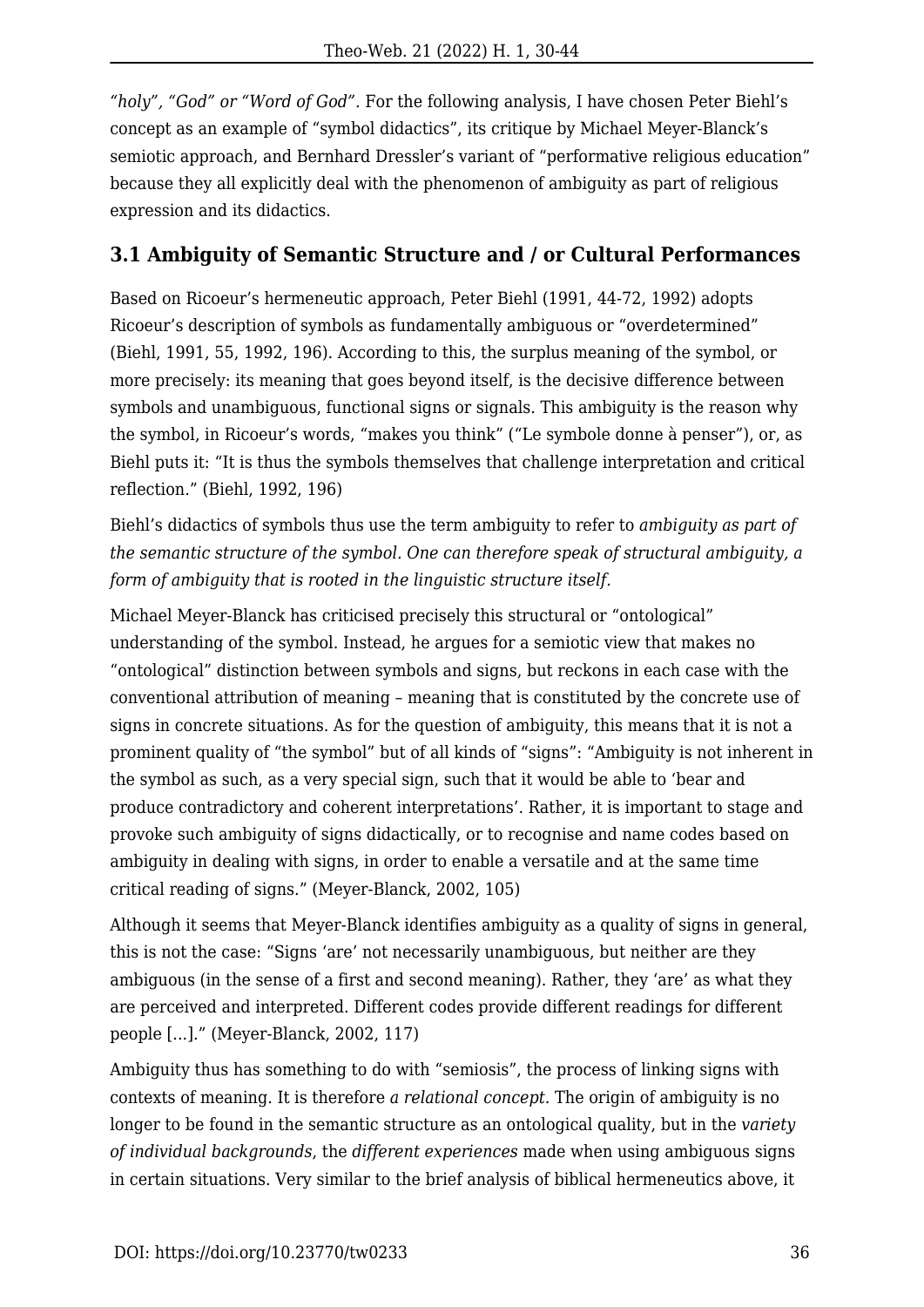*"holy", "God" or "Word of God".* For the following analysis, I have chosen Peter Biehl's concept as an example of "symbol didactics", its critique by Michael Meyer-Blanck's semiotic approach, and Bernhard Dressler's variant of "performative religious education" because they all explicitly deal with the phenomenon of ambiguity as part of religious expression and its didactics.

### 3.1 Ambiguity of Semantic Structure and / or Cultural Performances

Based on Ricoeur's hermeneutic approach, Peter Biehl (1991, 44-72, 1992) adopts Ricoeur's description of symbols as fundamentally ambiguous or "overdetermined" (Biehl, 1991, 55, 1992, 196). According to this, the surplus meaning of the symbol, or more precisely: its meaning that goes beyond itself, is the decisive difference between symbols and unambiguous, functional signs or signals. This ambiguity is the reason why the symbol, in Ricoeur's words, "makes you think" ("Le symbole donne à penser"), or, as Biehl puts it: "It is thus the symbols themselves that challenge interpretation and critical reflection." (Biehl, 1992, 196)

Biehl's didactics of symbols thus use the term ambiguity to refer to *ambiguity as part of the semantic structure of the symbol. One can therefore speak of structural ambiguity, a form of ambiguity that is rooted in the linguistic structure itself.*

Michael Meyer-Blanck has criticised precisely this structural or "ontological" understanding of the symbol. Instead, he argues for a semiotic view that makes no "ontological" distinction between symbols and signs, but reckons in each case with the conventional attribution of meaning – meaning that is constituted by the concrete use of signs in concrete situations. As for the question of ambiguity, this means that it is not a prominent quality of "the symbol" but of all kinds of "signs": "Ambiguity is not inherent in the symbol as such, as a very special sign, such that it would be able to 'bear and produce contradictory and coherent interpretations'. Rather, it is important to stage and provoke such ambiguity of signs didactically, or to recognise and name codes based on ambiguity in dealing with signs, in order to enable a versatile and at the same time critical reading of signs." (Meyer-Blanck, 2002, 105)

Although it seems that Meyer-Blanck identifies ambiguity as a quality of signs in general, this is not the case: "Signs 'are' not necessarily unambiguous, but neither are they ambiguous (in the sense of a first and second meaning). Rather, they 'are' as what they are perceived and interpreted. Different codes provide different readings for different people [...]." (Meyer-Blanck, 2002, 117)

Ambiguity thus has something to do with "semiosis", the process of linking signs with contexts of meaning. It is therefore *a relational concept.* The origin of ambiguity is no longer to be found in the semantic structure as an ontological quality, but in the *variety of individual backgrounds*, the *different experiences* made when using ambiguous signs in certain situations. Very similar to the brief analysis of biblical hermeneutics above, it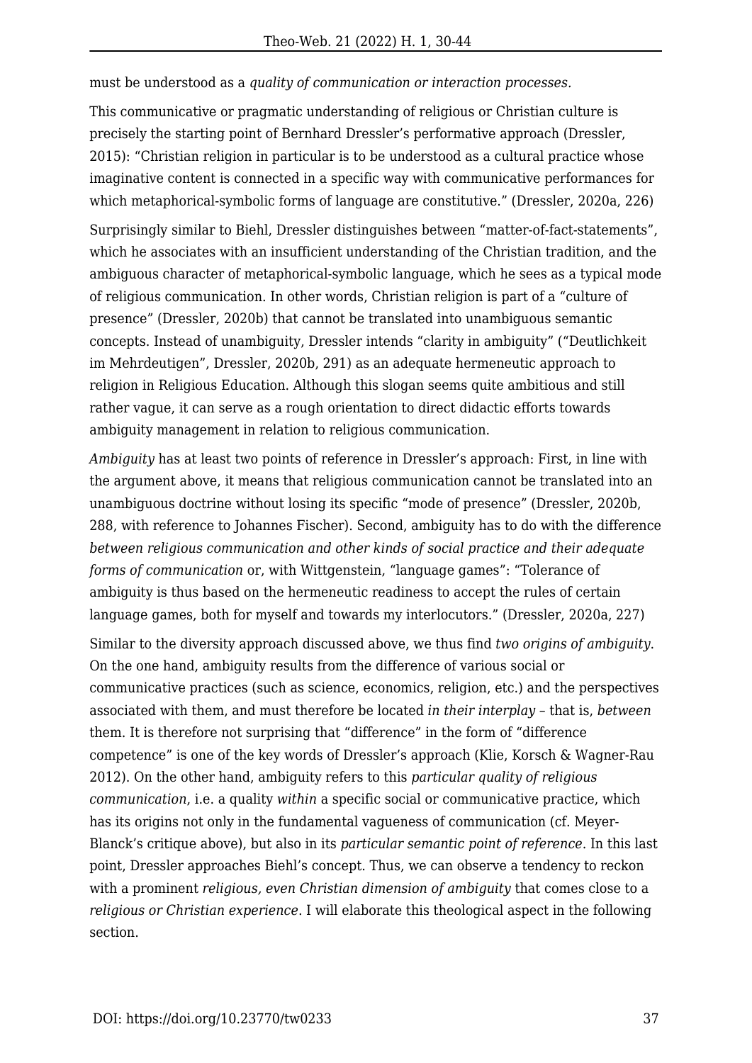must be understood as a *quality of communication or interaction processes*.

This communicative or pragmatic understanding of religious or Christian culture is precisely the starting point of Bernhard Dressler's performative approach (Dressler, 2015): "Christian religion in particular is to be understood as a cultural practice whose imaginative content is connected in a specific way with communicative performances for which metaphorical-symbolic forms of language are constitutive." (Dressler, 2020a, 226)

Surprisingly similar to Biehl, Dressler distinguishes between "matter-of-fact-statements", which he associates with an insufficient understanding of the Christian tradition, and the ambiguous character of metaphorical-symbolic language, which he sees as a typical mode of religious communication. In other words, Christian religion is part of a "culture of presence" (Dressler, 2020b) that cannot be translated into unambiguous semantic concepts. Instead of unambiguity, Dressler intends "clarity in ambiguity" ("Deutlichkeit im Mehrdeutigen", Dressler, 2020b, 291) as an adequate hermeneutic approach to religion in Religious Education. Although this slogan seems quite ambitious and still rather vague, it can serve as a rough orientation to direct didactic efforts towards ambiguity management in relation to religious communication.

*Ambiguity* has at least two points of reference in Dressler's approach: First, in line with the argument above, it means that religious communication cannot be translated into an unambiguous doctrine without losing its specific "mode of presence" (Dressler, 2020b, 288, with reference to Johannes Fischer). Second, ambiguity has to do with the difference *between religious communication and other kinds of social practice and their adequate forms of communication* or, with Wittgenstein, "language games": "Tolerance of ambiguity is thus based on the hermeneutic readiness to accept the rules of certain language games, both for myself and towards my interlocutors." (Dressler, 2020a, 227)

Similar to the diversity approach discussed above, we thus find *two origins of ambiguity*. On the one hand, ambiguity results from the difference of various social or communicative practices (such as science, economics, religion, etc.) and the perspectives associated with them, and must therefore be located *in their interplay* – that is, *between* them. It is therefore not surprising that "difference" in the form of "difference competence" is one of the key words of Dressler's approach (Klie, Korsch & Wagner-Rau 2012). On the other hand, ambiguity refers to this *particular quality of religious communication*, i.e. a quality *within* a specific social or communicative practice, which has its origins not only in the fundamental vagueness of communication (cf. Meyer-Blanck's critique above), but also in its *particular semantic point of reference*. In this last point, Dressler approaches Biehl's concept. Thus, we can observe a tendency to reckon with a prominent *religious, even Christian dimension of ambiguity* that comes close to a *religious or Christian experience*. I will elaborate this theological aspect in the following section.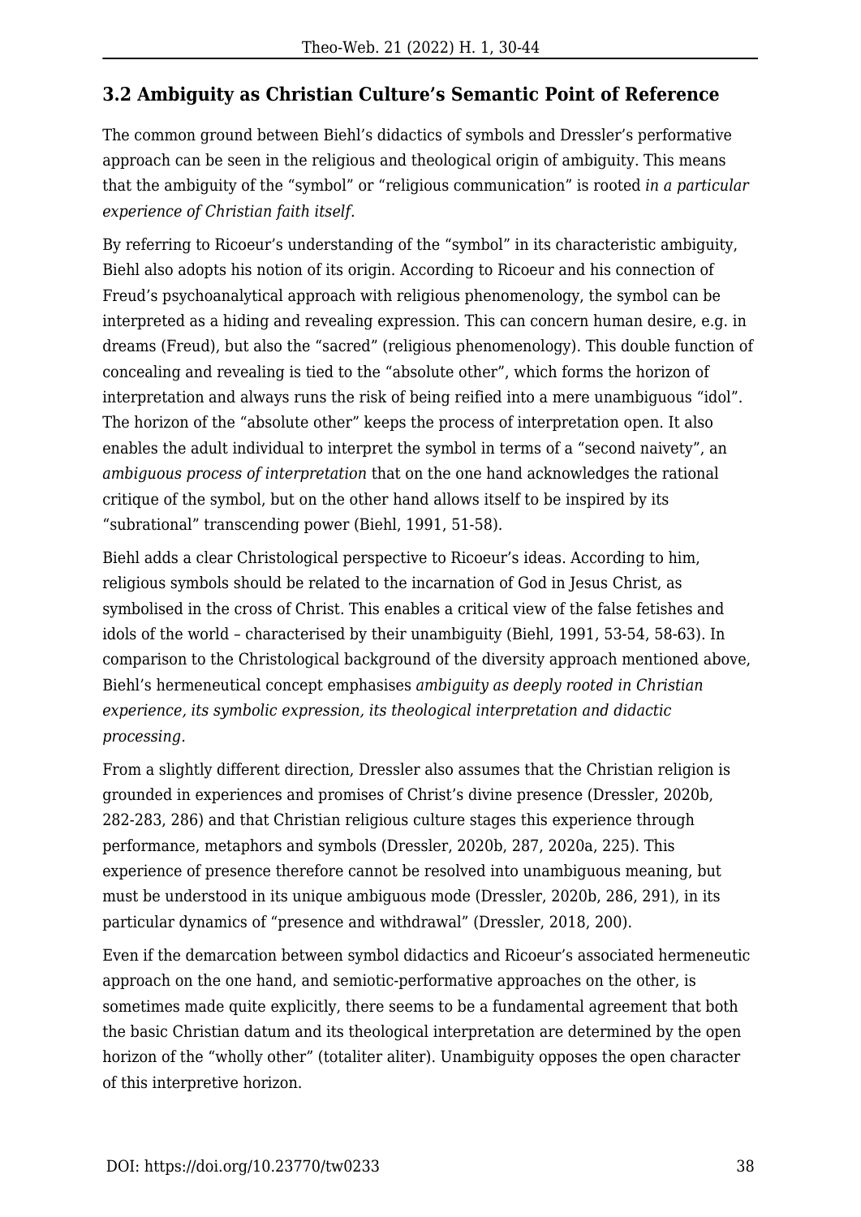### 3.2 Ambiguity as Christian Culture's Semantic Point of Reference

The common ground between Biehl's didactics of symbols and Dressler's performative approach can be seen in the religious and theological origin of ambiguity. This means that the ambiguity of the "symbol" or "religious communication" is rooted *in a particular experience of Christian faith itself*.

By referring to Ricoeur's understanding of the "symbol" in its characteristic ambiguity, Biehl also adopts his notion of its origin. According to Ricoeur and his connection of Freud's psychoanalytical approach with religious phenomenology, the symbol can be interpreted as a hiding and revealing expression. This can concern human desire, e.g. in dreams (Freud), but also the "sacred" (religious phenomenology). This double function of concealing and revealing is tied to the "absolute other", which forms the horizon of interpretation and always runs the risk of being reified into a mere unambiguous "idol". The horizon of the "absolute other" keeps the process of interpretation open. It also enables the adult individual to interpret the symbol in terms of a "second naivety", an *ambiguous process of interpretation* that on the one hand acknowledges the rational critique of the symbol, but on the other hand allows itself to be inspired by its "subrational" transcending power (Biehl, 1991, 51-58).

Biehl adds a clear Christological perspective to Ricoeur's ideas. According to him, religious symbols should be related to the incarnation of God in Jesus Christ, as symbolised in the cross of Christ. This enables a critical view of the false fetishes and idols of the world – characterised by their unambiguity (Biehl, 1991, 53-54, 58-63). In comparison to the Christological background of the diversity approach mentioned above, Biehl's hermeneutical concept emphasises *ambiguity as deeply rooted in Christian experience, its symbolic expression, its theological interpretation and didactic processing*.

From a slightly different direction, Dressler also assumes that the Christian religion is grounded in experiences and promises of Christ's divine presence (Dressler, 2020b, 282-283, 286) and that Christian religious culture stages this experience through performance, metaphors and symbols (Dressler, 2020b, 287, 2020a, 225). This experience of presence therefore cannot be resolved into unambiguous meaning, but must be understood in its unique ambiguous mode (Dressler, 2020b, 286, 291), in its particular dynamics of "presence and withdrawal" (Dressler, 2018, 200).

Even if the demarcation between symbol didactics and Ricoeur's associated hermeneutic approach on the one hand, and semiotic-performative approaches on the other, is sometimes made quite explicitly, there seems to be a fundamental agreement that both the basic Christian datum and its theological interpretation are determined by the open horizon of the "wholly other" (totaliter aliter). Unambiguity opposes the open character of this interpretive horizon.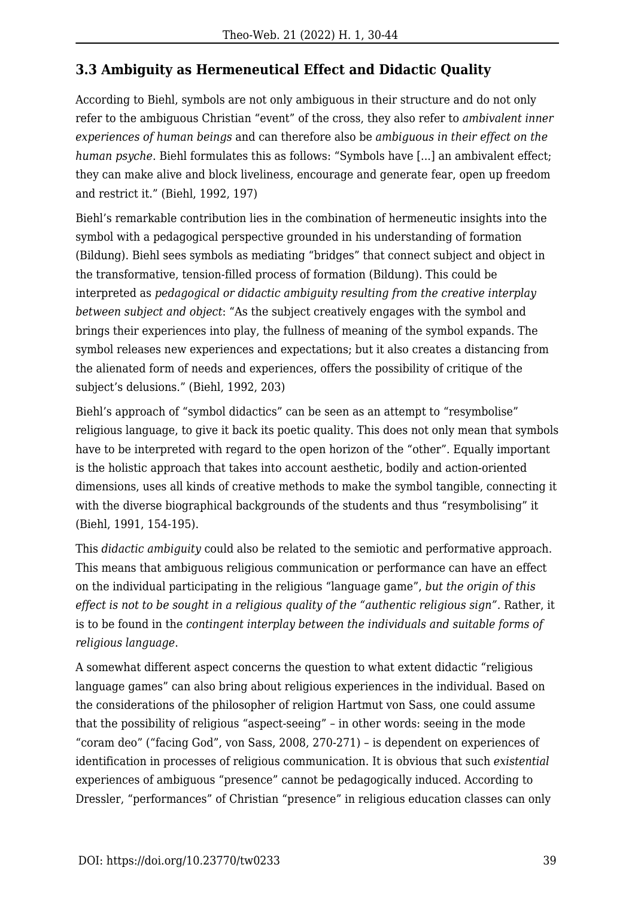### 3.3 Ambiguity as Hermeneutical Effect and Didactic Quality

According to Biehl, symbols are not only ambiguous in their structure and do not only refer to the ambiguous Christian "event" of the cross, they also refer to *ambivalent inner experiences of human beings* and can therefore also be *ambiguous in their effect on the human psyche*. Biehl formulates this as follows: "Symbols have [...] an ambivalent effect; they can make alive and block liveliness, encourage and generate fear, open up freedom and restrict it." (Biehl, 1992, 197)

Biehl's remarkable contribution lies in the combination of hermeneutic insights into the symbol with a pedagogical perspective grounded in his understanding of formation (Bildung). Biehl sees symbols as mediating "bridges" that connect subject and object in the transformative, tension-filled process of formation (Bildung). This could be interpreted as *pedagogical or didactic ambiguity resulting from the creative interplay between subject and object*: "As the subject creatively engages with the symbol and brings their experiences into play, the fullness of meaning of the symbol expands. The symbol releases new experiences and expectations; but it also creates a distancing from the alienated form of needs and experiences, offers the possibility of critique of the subject's delusions." (Biehl, 1992, 203)

Biehl's approach of "symbol didactics" can be seen as an attempt to "resymbolise" religious language, to give it back its poetic quality. This does not only mean that symbols have to be interpreted with regard to the open horizon of the "other". Equally important is the holistic approach that takes into account aesthetic, bodily and action-oriented dimensions, uses all kinds of creative methods to make the symbol tangible, connecting it with the diverse biographical backgrounds of the students and thus "resymbolising" it (Biehl, 1991, 154-195).

This *didactic ambiguity* could also be related to the semiotic and performative approach. This means that ambiguous religious communication or performance can have an effect on the individual participating in the religious "language game", *but the origin of this effect is not to be sought in a religious quality of the "authentic religious sign".* Rather, it is to be found in the *contingent interplay between the individuals and suitable forms of religious language*.

A somewhat different aspect concerns the question to what extent didactic "religious language games" can also bring about religious experiences in the individual. Based on the considerations of the philosopher of religion Hartmut von Sass, one could assume that the possibility of religious "aspect-seeing" – in other words: seeing in the mode "coram deo" ("facing God", von Sass, 2008, 270-271) – is dependent on experiences of identification in processes of religious communication. It is obvious that such *existential* experiences of ambiguous "presence" cannot be pedagogically induced. According to Dressler, "performances" of Christian "presence" in religious education classes can only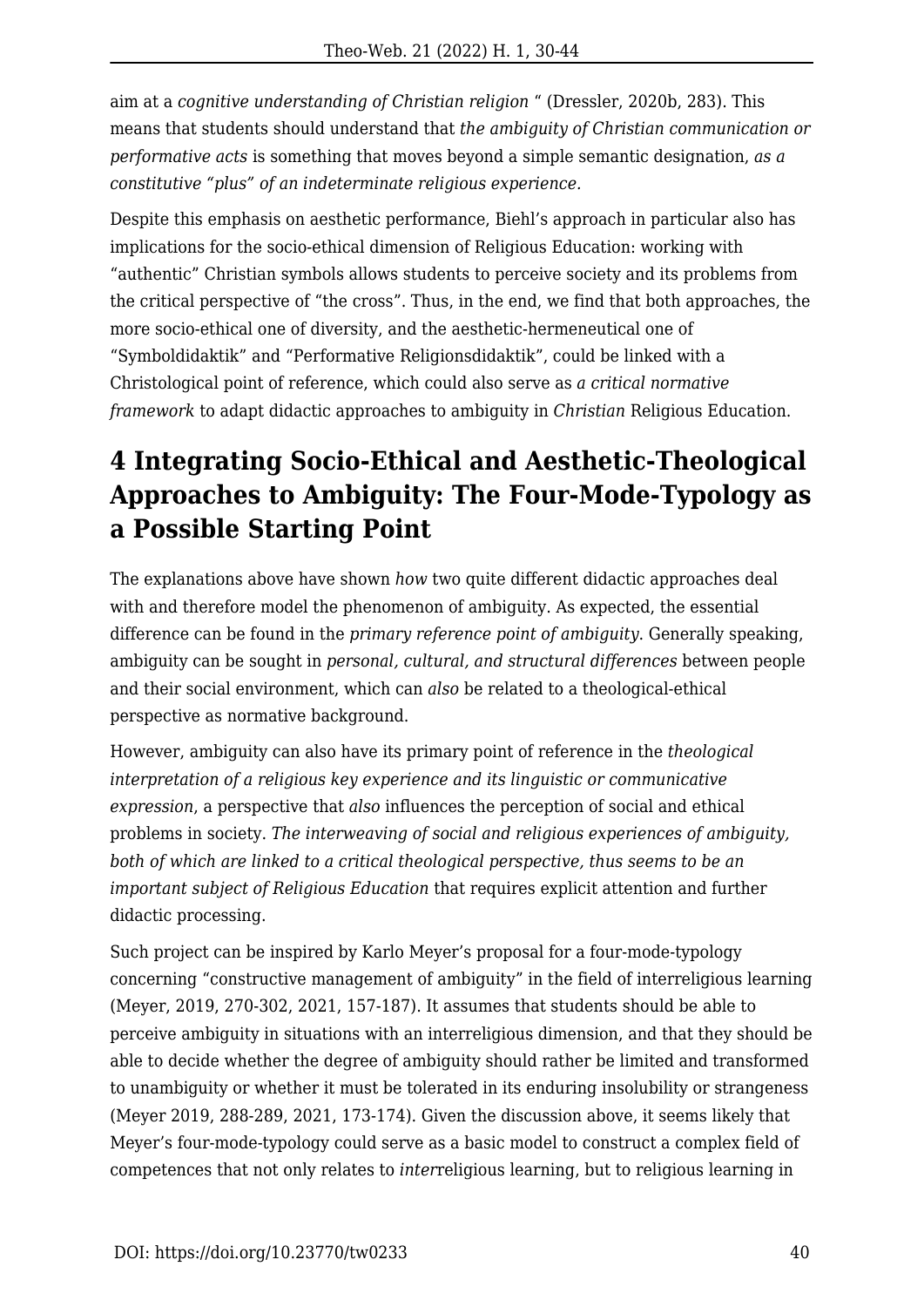aim at a *cognitive understanding of Christian religion* " (Dressler, 2020b, 283). This means that students should understand that *the ambiguity of Christian communication or performative acts* is something that moves beyond a simple semantic designation, *as a constitutive "plus" of an indeterminate religious experience.*

Despite this emphasis on aesthetic performance, Biehl's approach in particular also has implications for the socio-ethical dimension of Religious Education: working with "authentic" Christian symbols allows students to perceive society and its problems from the critical perspective of "the cross". Thus, in the end, we find that both approaches, the more socio-ethical one of diversity, and the aesthetic-hermeneutical one of "Symboldidaktik" and "Performative Religionsdidaktik", could be linked with a Christological point of reference, which could also serve as *a critical normative framework* to adapt didactic approaches to ambiguity in *Christian* Religious Education.

## 4 Integrating Socio-Ethical and Aesthetic-Theological Approaches to Ambiguity: The Four-Mode-Typology as a Possible Starting Point

The explanations above have shown *how* two quite different didactic approaches deal with and therefore model the phenomenon of ambiguity. As expected, the essential difference can be found in the *primary reference point of ambiguity*. Generally speaking, ambiguity can be sought in *personal, cultural, and structural differences* between people and their social environment, which can *also* be related to a theological-ethical perspective as normative background.

However, ambiguity can also have its primary point of reference in the *theological interpretation of a religious key experience and its linguistic or communicative expression*, a perspective that *also* influences the perception of social and ethical problems in society. *The interweaving of social and religious experiences of ambiguity, both of which are linked to a critical theological perspective, thus seems to be an important subject of Religious Education* that requires explicit attention and further didactic processing.

Such project can be inspired by Karlo Meyer's proposal for a four-mode-typology concerning "constructive management of ambiguity" in the field of interreligious learning (Meyer, 2019, 270-302, 2021, 157-187). It assumes that students should be able to perceive ambiguity in situations with an interreligious dimension, and that they should be able to decide whether the degree of ambiguity should rather be limited and transformed to unambiguity or whether it must be tolerated in its enduring insolubility or strangeness (Meyer 2019, 288-289, 2021, 173-174). Given the discussion above, it seems likely that Meyer's four-mode-typology could serve as a basic model to construct a complex field of competences that not only relates to *inter*religious learning, but to religious learning in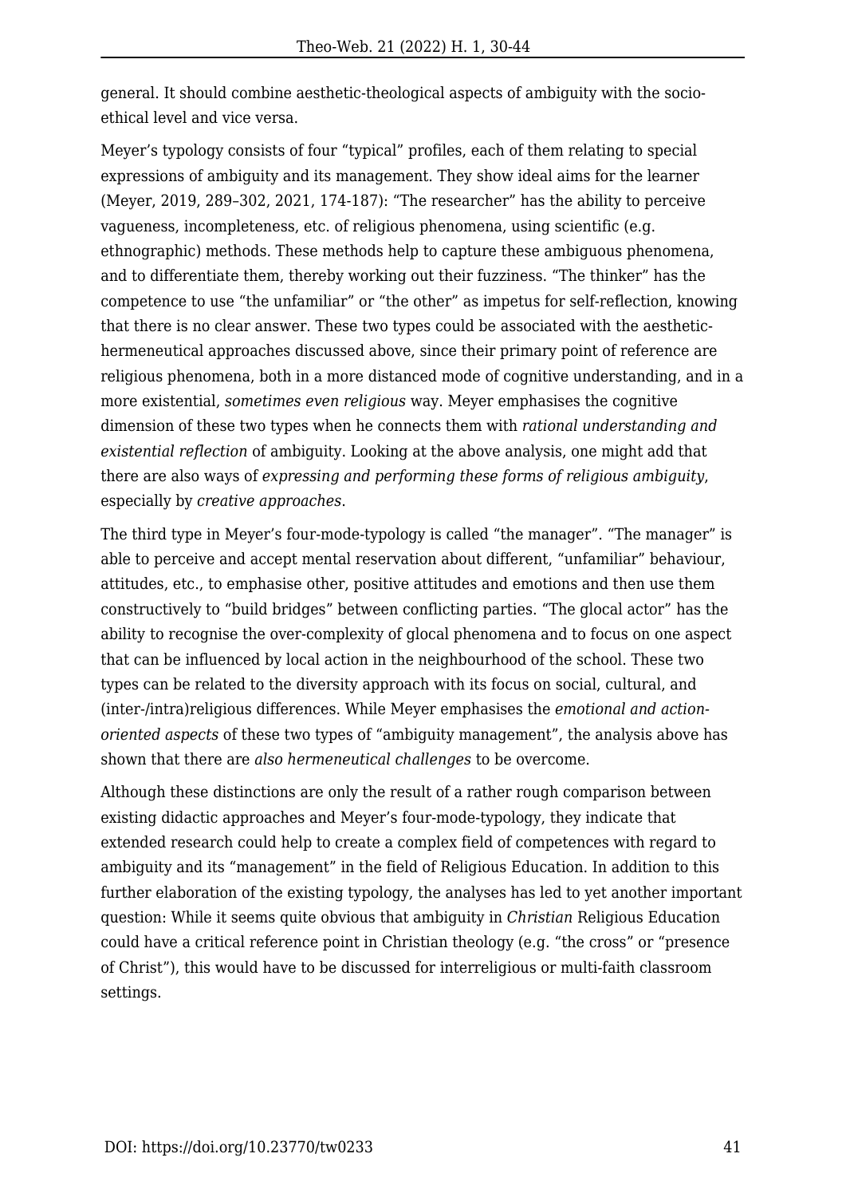general. It should combine aesthetic-theological aspects of ambiguity with the socio-ethical level and vice versa.

Meyer's typology consists of four "typical" profiles, each of them relating to special expressions of ambiguity and its management. They show ideal aims for the learner (Meyer, 2019, 289–302, 2021, 174-187): "The researcher" has the ability to perceive vagueness, incompleteness, etc. of religious phenomena, using scientific (e.g. ethnographic) methods. These methods help to capture these ambiguous phenomena, and to differentiate them, thereby working out their fuzziness. "The thinker" has the competence to use "the unfamiliar" or "the other" as impetus for self-reflection, knowing that there is no clear answer. These two types could be associated with the aesthetic-hermeneutical approaches discussed above, since their primary point of reference are religious phenomena, both in a more distanced mode of cognitive understanding, and in a more existential, *sometimes even religious* way. Meyer emphasises the cognitive dimension of these two types when he connects them with *rational understanding and existential reflection* of ambiguity. Looking at the above analysis, one might add that there are also ways of *expressing and performing these forms of religious ambiguity*, especially by *creative approaches*.

The third type in Meyer's four-mode-typology is called "the manager". "The manager" is able to perceive and accept mental reservation about different, "unfamiliar" behaviour, attitudes, etc., to emphasise other, positive attitudes and emotions and then use them constructively to "build bridges" between conflicting parties. "The glocal actor" has the ability to recognise the over-complexity of glocal phenomena and to focus on one aspect that can be influenced by local action in the neighbourhood of the school. These two types can be related to the diversity approach with its focus on social, cultural, and (inter-/intra)religious differences. While Meyer emphasises the *emotional and action-oriented aspects* of these two types of "ambiguity management", the analysis above has shown that there are *also hermeneutical challenges* to be overcome.

Although these distinctions are only the result of a rather rough comparison between existing didactic approaches and Meyer's four-mode-typology, they indicate that extended research could help to create a complex field of competences with regard to ambiguity and its "management" in the field of Religious Education. In addition to this further elaboration of the existing typology, the analyses has led to yet another important question: While it seems quite obvious that ambiguity in *Christian* Religious Education could have a critical reference point in Christian theology (e.g. "the cross" or "presence of Christ"), this would have to be discussed for interreligious or multi-faith classroom settings.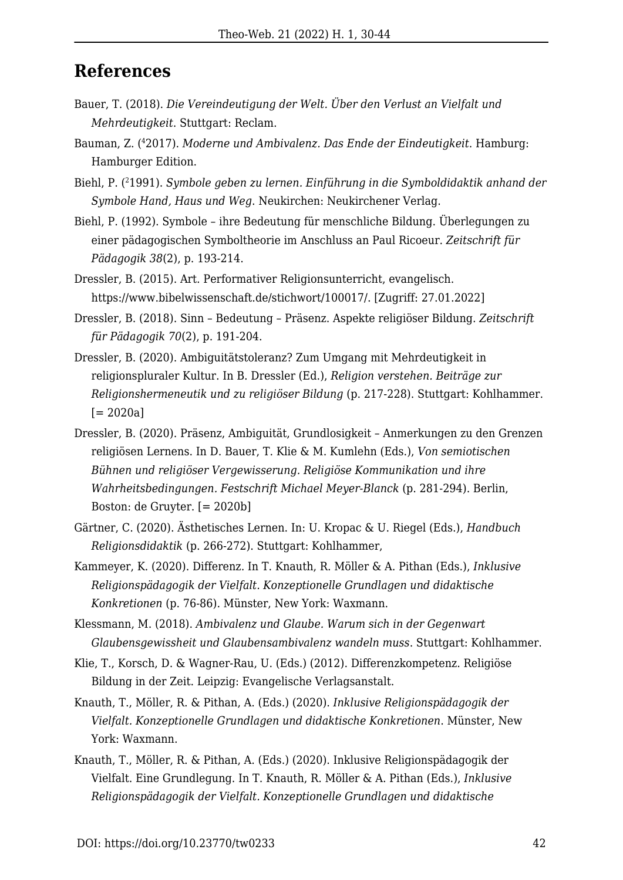## References

Bauer, T. (2018). *Die Vereindeutigung der Welt. Über den Verlust an Vielfalt und Mehrdeutigkeit*. Stuttgart: Reclam.

Bauman, Z. ([4]2017). *Moderne und Ambivalenz. Das Ende der Eindeutigkeit*. Hamburg: Hamburger Edition.

Biehl, P. ([2]1991). *Symbole geben zu lernen. Einführung in die Symboldidaktik anhand der Symbole Hand, Haus und Weg*. Neukirchen: Neukirchener Verlag.

Biehl, P. (1992). Symbole – ihre Bedeutung für menschliche Bildung. Überlegungen zu einer pädagogischen Symboltheorie im Anschluss an Paul Ricoeur. *Zeitschrift für Pädagogik 38*(2), p. 193-214.

Dressler, B. (2015). Art. Performativer Religionsunterricht, evangelisch. https://www.bibelwissenschaft.de/stichwort/100017/. [Zugriff: 27.01.2022]

Dressler, B. (2018). Sinn – Bedeutung – Präsenz. Aspekte religiöser Bildung. *Zeitschrift für Pädagogik 70*(2), p. 191-204.

Dressler, B. (2020). Ambiguitätstoleranz? Zum Umgang mit Mehrdeutigkeit in religionspluraler Kultur. In B. Dressler (Ed.), *Religion verstehen. Beiträge zur Religionshermeneutik und zu religiöser Bildung* (p. 217-228). Stuttgart: Kohlhammer. [= 2020a]

Dressler, B. (2020). Präsenz, Ambiguität, Grundlosigkeit – Anmerkungen zu den Grenzen religiösen Lernens. In D. Bauer, T. Klie & M. Kumlehn (Eds.), *Von semiotischen Bühnen und religiöser Vergewisserung. Religiöse Kommunikation und ihre Wahrheitsbedingungen. Festschrift Michael Meyer-Blanck* (p. 281-294). Berlin, Boston: de Gruyter. [= 2020b]

Gärtner, C. (2020). Ästhetisches Lernen. In: U. Kropac & U. Riegel (Eds.), *Handbuch Religionsdidaktik* (p. 266-272). Stuttgart: Kohlhammer,

Kammeyer, K. (2020). Differenz. In T. Knauth, R. Möller & A. Pithan (Eds.), *Inklusive Religionspädagogik der Vielfalt. Konzeptionelle Grundlagen und didaktische Konkretionen* (p. 76-86). Münster, New York: Waxmann.

Klessmann, M. (2018). *Ambivalenz und Glaube. Warum sich in der Gegenwart Glaubensgewissheit und Glaubensambivalenz wandeln muss*. Stuttgart: Kohlhammer.

Klie, T., Korsch, D. & Wagner-Rau, U. (Eds.) (2012). Differenzkompetenz. Religiöse Bildung in der Zeit. Leipzig: Evangelische Verlagsanstalt.

Knauth, T., Möller, R. & Pithan, A. (Eds.) (2020). *Inklusive Religionspädagogik der Vielfalt. Konzeptionelle Grundlagen und didaktische Konkretionen*. Münster, New York: Waxmann.

Knauth, T., Möller, R. & Pithan, A. (Eds.) (2020). Inklusive Religionspädagogik der Vielfalt. Eine Grundlegung. In T. Knauth, R. Möller & A. Pithan (Eds.), *Inklusive Religionspädagogik der Vielfalt. Konzeptionelle Grundlagen und didaktische*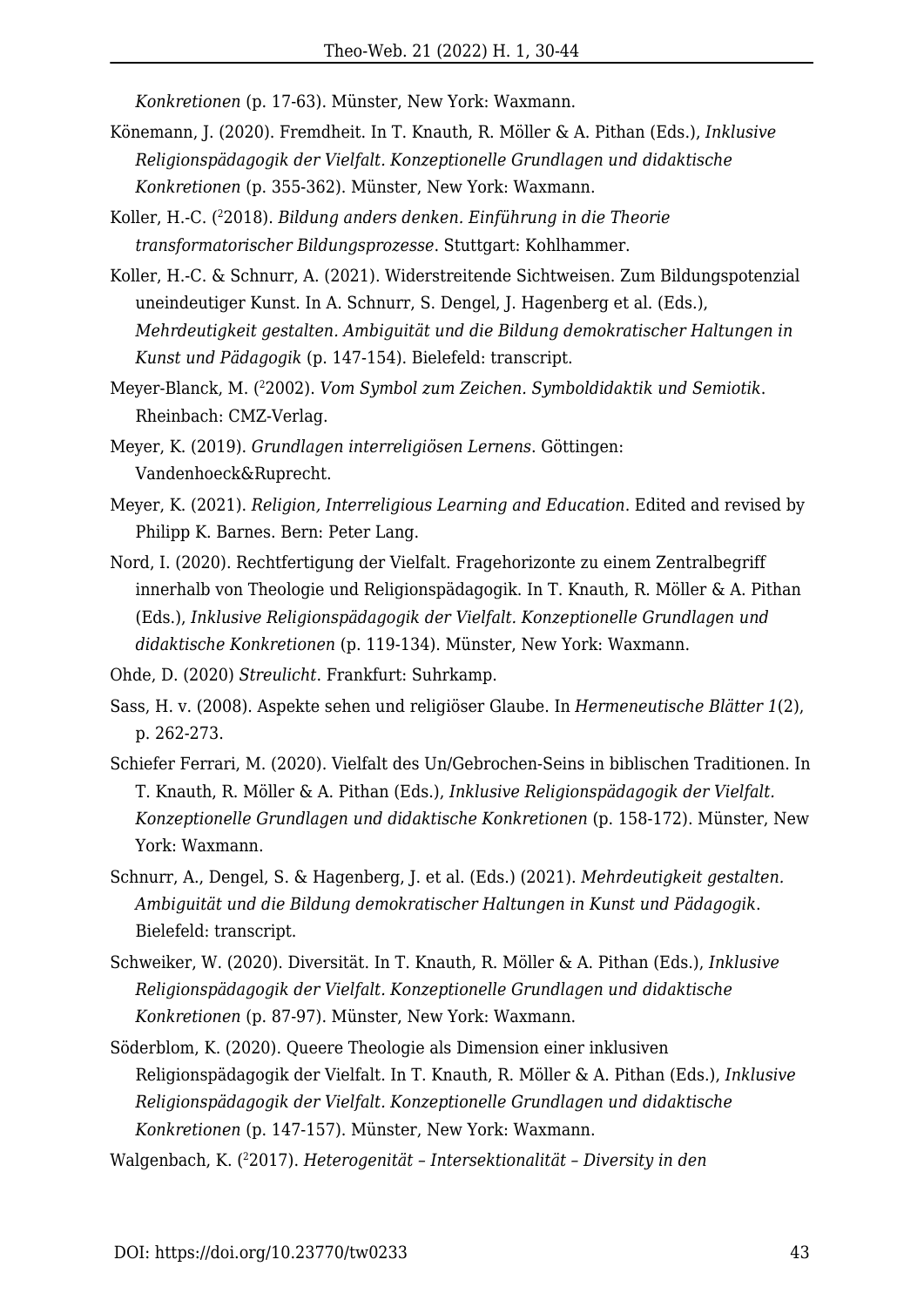*Konkretionen* (p. 17-63). Münster, New York: Waxmann.

Könemann, J. (2020). Fremdheit. In T. Knauth, R. Möller & A. Pithan (Eds.), *Inklusive Religionspädagogik der Vielfalt. Konzeptionelle Grundlagen und didaktische Konkretionen* (p. 355-362). Münster, New York: Waxmann.

Koller, H.-C. ([2]2018). *Bildung anders denken. Einführung in die Theorie transformatorischer Bildungsprozesse*. Stuttgart: Kohlhammer.

Koller, H.-C. & Schnurr, A. (2021). Widerstreitende Sichtweisen. Zum Bildungspotenzial uneindeutiger Kunst. In A. Schnurr, S. Dengel, J. Hagenberg et al. (Eds.), *Mehrdeutigkeit gestalten. Ambiguität und die Bildung demokratischer Haltungen in Kunst und Pädagogik* (p. 147-154). Bielefeld: transcript.

Meyer-Blanck, M. ([2]2002). *Vom Symbol zum Zeichen. Symboldidaktik und Semiotik*. Rheinbach: CMZ-Verlag.

Meyer, K. (2019). *Grundlagen interreligiösen Lernens*. Göttingen: Vandenhoeck&Ruprecht.

Meyer, K. (2021). *Religion, Interreligious Learning and Education*. Edited and revised by Philipp K. Barnes. Bern: Peter Lang.

Nord, I. (2020). Rechtfertigung der Vielfalt. Fragehorizonte zu einem Zentralbegriff innerhalb von Theologie und Religionspädagogik. In T. Knauth, R. Möller & A. Pithan (Eds.), *Inklusive Religionspädagogik der Vielfalt. Konzeptionelle Grundlagen und didaktische Konkretionen* (p. 119-134). Münster, New York: Waxmann.

Ohde, D. (2020) *Streulicht*. Frankfurt: Suhrkamp.

Sass, H. v. (2008). Aspekte sehen und religiöser Glaube. In *Hermeneutische Blätter 1*(2), p. 262-273.

Schiefer Ferrari, M. (2020). Vielfalt des Un/Gebrochen-Seins in biblischen Traditionen. In T. Knauth, R. Möller & A. Pithan (Eds.), *Inklusive Religionspädagogik der Vielfalt. Konzeptionelle Grundlagen und didaktische Konkretionen* (p. 158-172). Münster, New York: Waxmann.

Schnurr, A., Dengel, S. & Hagenberg, J. et al. (Eds.) (2021). *Mehrdeutigkeit gestalten. Ambiguität und die Bildung demokratischer Haltungen in Kunst und Pädagogik*. Bielefeld: transcript.

Schweiker, W. (2020). Diversität. In T. Knauth, R. Möller & A. Pithan (Eds.), *Inklusive Religionspädagogik der Vielfalt. Konzeptionelle Grundlagen und didaktische Konkretionen* (p. 87-97). Münster, New York: Waxmann.

Söderblom, K. (2020). Queere Theologie als Dimension einer inklusiven Religionspädagogik der Vielfalt. In T. Knauth, R. Möller & A. Pithan (Eds.), *Inklusive Religionspädagogik der Vielfalt. Konzeptionelle Grundlagen und didaktische Konkretionen* (p. 147-157). Münster, New York: Waxmann.

Walgenbach, K. ([2]2017). *Heterogenität – Intersektionalität – Diversity in den*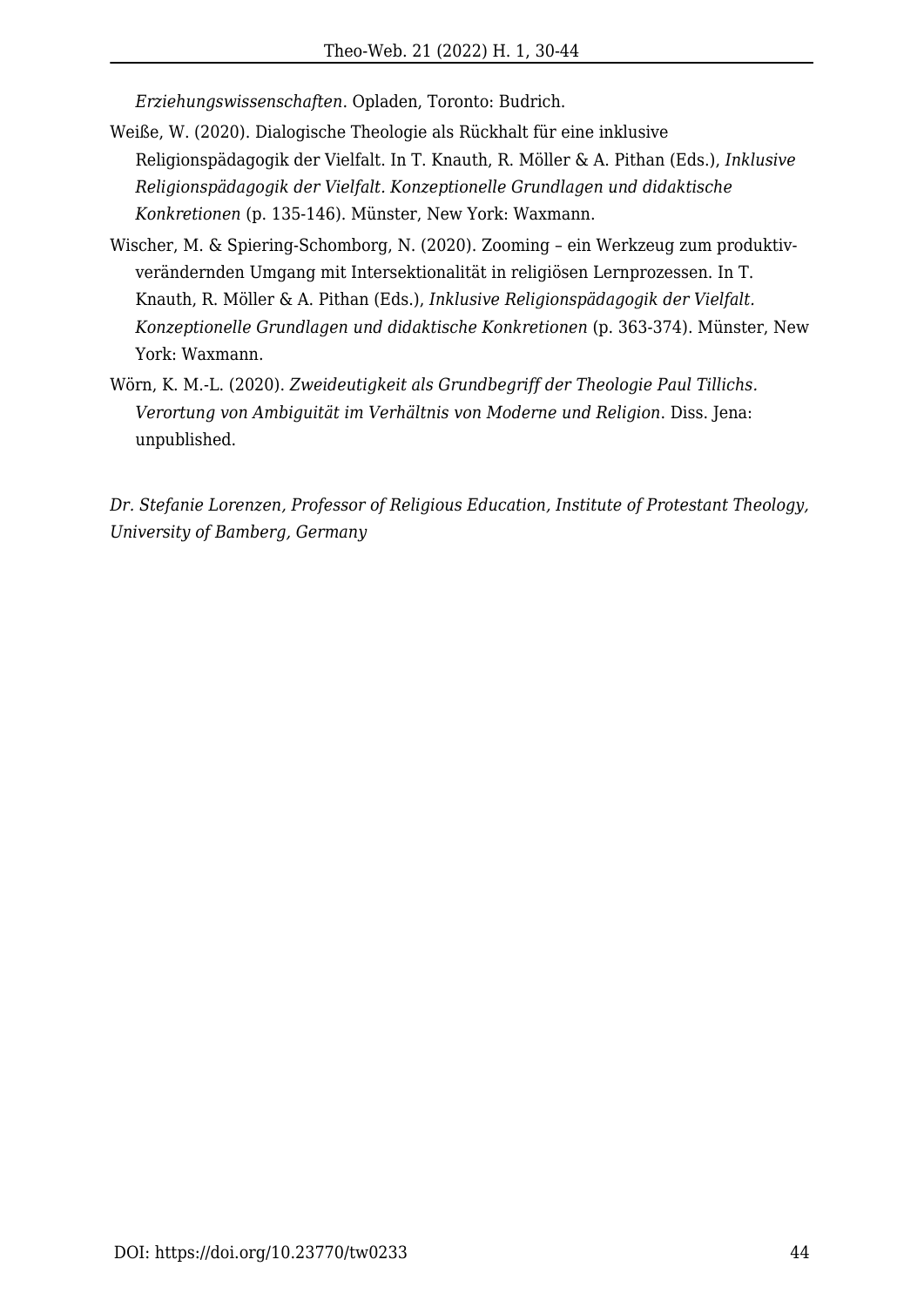*Erziehungswissenschaften*. Opladen, Toronto: Budrich.

Weiße, W. (2020). Dialogische Theologie als Rückhalt für eine inklusive Religionspädagogik der Vielfalt. In T. Knauth, R. Möller & A. Pithan (Eds.), *Inklusive Religionspädagogik der Vielfalt. Konzeptionelle Grundlagen und didaktische Konkretionen* (p. 135-146). Münster, New York: Waxmann.

Wischer, M. & Spiering-Schomborg, N. (2020). Zooming – ein Werkzeug zum produktiv-verändernden Umgang mit Intersektionalität in religiösen Lernprozessen. In T. Knauth, R. Möller & A. Pithan (Eds.), *Inklusive Religionspädagogik der Vielfalt. Konzeptionelle Grundlagen und didaktische Konkretionen* (p. 363-374). Münster, New York: Waxmann.

Wörn, K. M.-L. (2020). *Zweideutigkeit als Grundbegriff der Theologie Paul Tillichs. Verortung von Ambiguität im Verhältnis von Moderne und Religion*. Diss. Jena: unpublished.

*Dr. Stefanie Lorenzen, Professor of Religious Education, Institute of Protestant Theology, University of Bamberg, Germany*

DOI: https://doi.org/10.23770/tw0233